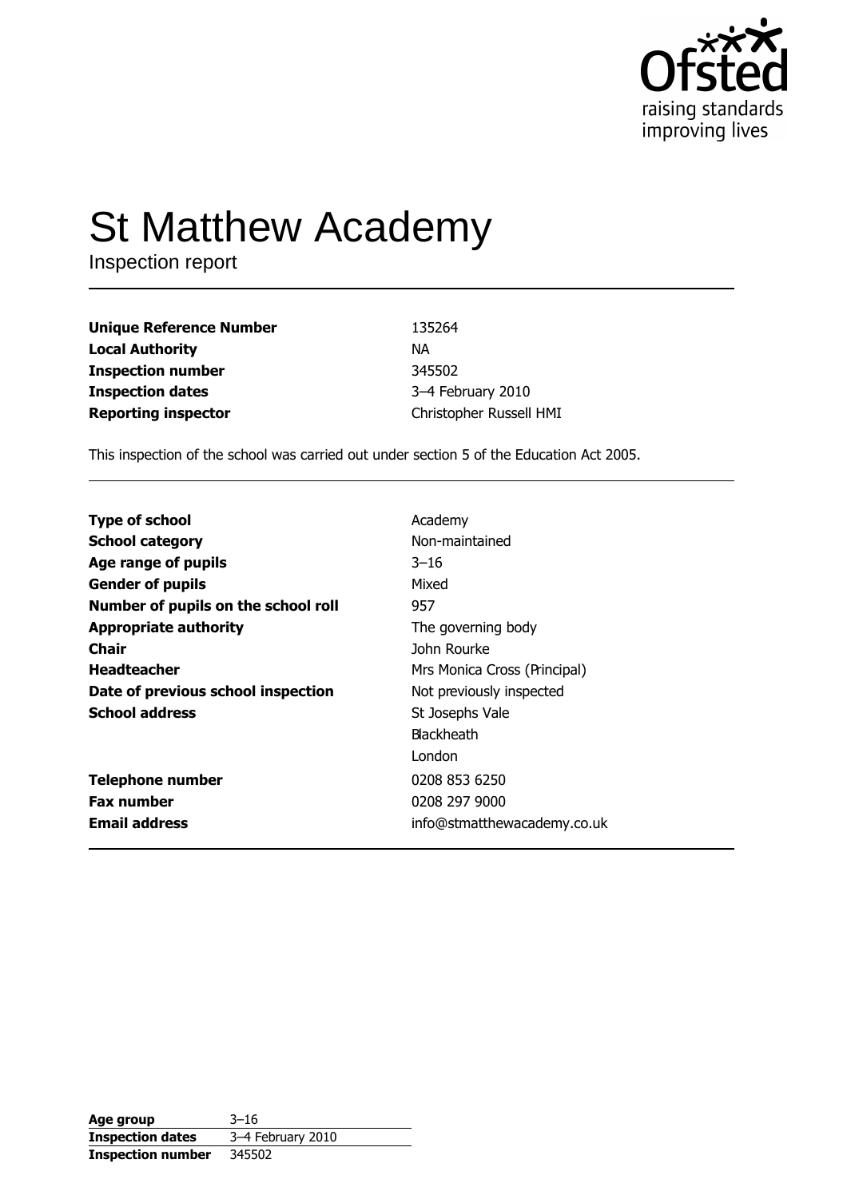Ofsted
raising standards
improving lives

# St Matthew Academy

Inspection report

| | |
|---|---|
| **Unique Reference Number** | 135264 |
| **Local Authority** | NA |
| **Inspection number** | 345502 |
| **Inspection dates** | 3–4 February 2010 |
| **Reporting inspector** | Christopher Russell HMI |

This inspection of the school was carried out under section 5 of the Education Act 2005.

| | |
|---|---|
| **Type of school** | Academy |
| **School category** | Non-maintained |
| **Age range of pupils** | 3–16 |
| **Gender of pupils** | Mixed |
| **Number of pupils on the school roll** | 957 |
| **Appropriate authority** | The governing body |
| **Chair** | John Rourke |
| **Headteacher** | Mrs Monica Cross (Principal) |
| **Date of previous school inspection** | Not previously inspected |
| **School address** | St Josephs Vale<br>Blackheath<br>London |
| **Telephone number** | 0208 853 6250 |
| **Fax number** | 0208 297 9000 |
| **Email address** | info@stmatthewacademy.co.uk |

| | |
|---|---|
| **Age group** | 3–16 |
| **Inspection dates** | 3–4 February 2010 |
| **Inspection number** | 345502 |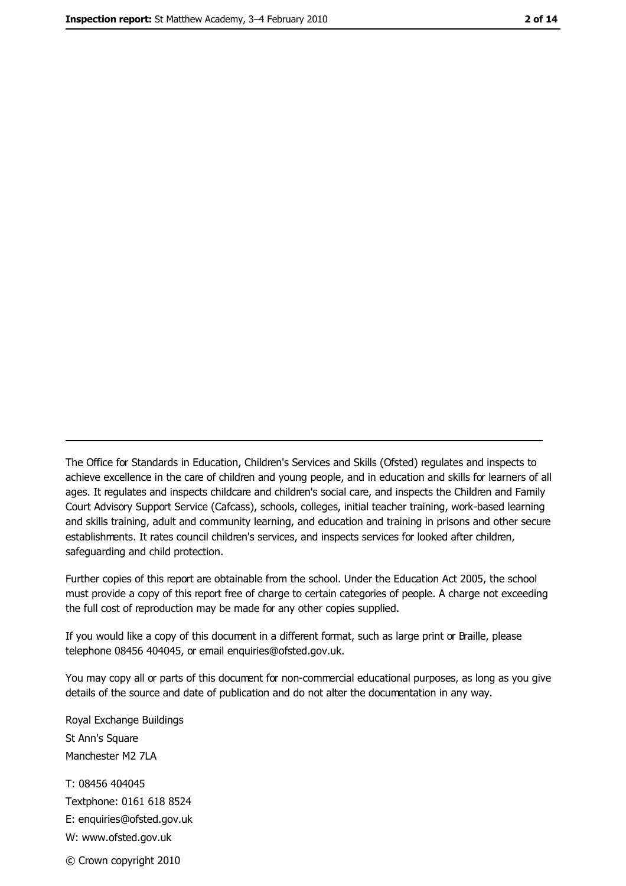---

The Office for Standards in Education, Children's Services and Skills (Ofsted) regulates and inspects to achieve excellence in the care of children and young people, and in education and skills for learners of all ages. It regulates and inspects childcare and children's social care, and inspects the Children and Family Court Advisory Support Service (Cafcass), schools, colleges, initial teacher training, work-based learning and skills training, adult and community learning, and education and training in prisons and other secure establishments. It rates council children's services, and inspects services for looked after children, safeguarding and child protection.

Further copies of this report are obtainable from the school. Under the Education Act 2005, the school must provide a copy of this report free of charge to certain categories of people. A charge not exceeding the full cost of reproduction may be made for any other copies supplied.

If you would like a copy of this document in a different format, such as large print or Braille, please telephone 08456 404045, or email enquiries@ofsted.gov.uk.

You may copy all or parts of this document for non-commercial educational purposes, as long as you give details of the source and date of publication and do not alter the documentation in any way.

Royal Exchange Buildings
St Ann's Square
Manchester M2 7LA

T: 08456 404045
Textphone: 0161 618 8524
E: enquiries@ofsted.gov.uk
W: www.ofsted.gov.uk

© Crown copyright 2010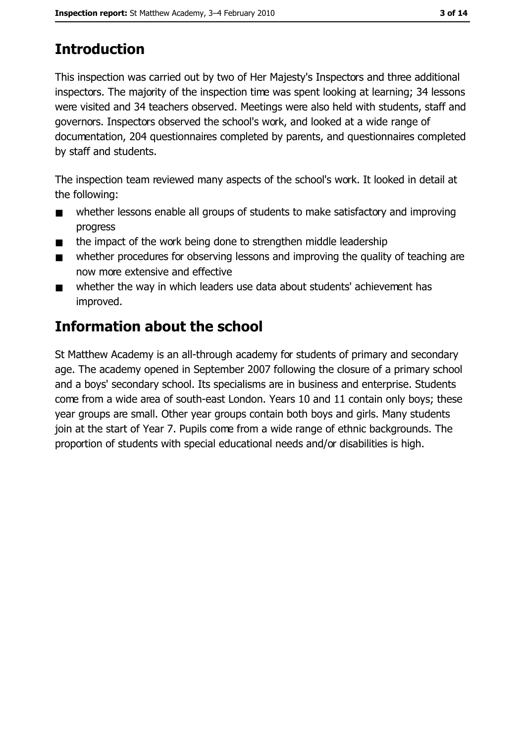## Introduction

This inspection was carried out by two of Her Majesty's Inspectors and three additional inspectors. The majority of the inspection time was spent looking at learning; 34 lessons were visited and 34 teachers observed. Meetings were also held with students, staff and governors. Inspectors observed the school's work, and looked at a wide range of documentation, 204 questionnaires completed by parents, and questionnaires completed by staff and students.

The inspection team reviewed many aspects of the school's work. It looked in detail at the following:

- whether lessons enable all groups of students to make satisfactory and improving progress
- the impact of the work being done to strengthen middle leadership
- whether procedures for observing lessons and improving the quality of teaching are now more extensive and effective
- whether the way in which leaders use data about students' achievement has improved.

## Information about the school

St Matthew Academy is an all-through academy for students of primary and secondary age. The academy opened in September 2007 following the closure of a primary school and a boys' secondary school. Its specialisms are in business and enterprise. Students come from a wide area of south-east London. Years 10 and 11 contain only boys; these year groups are small. Other year groups contain both boys and girls. Many students join at the start of Year 7. Pupils come from a wide range of ethnic backgrounds. The proportion of students with special educational needs and/or disabilities is high.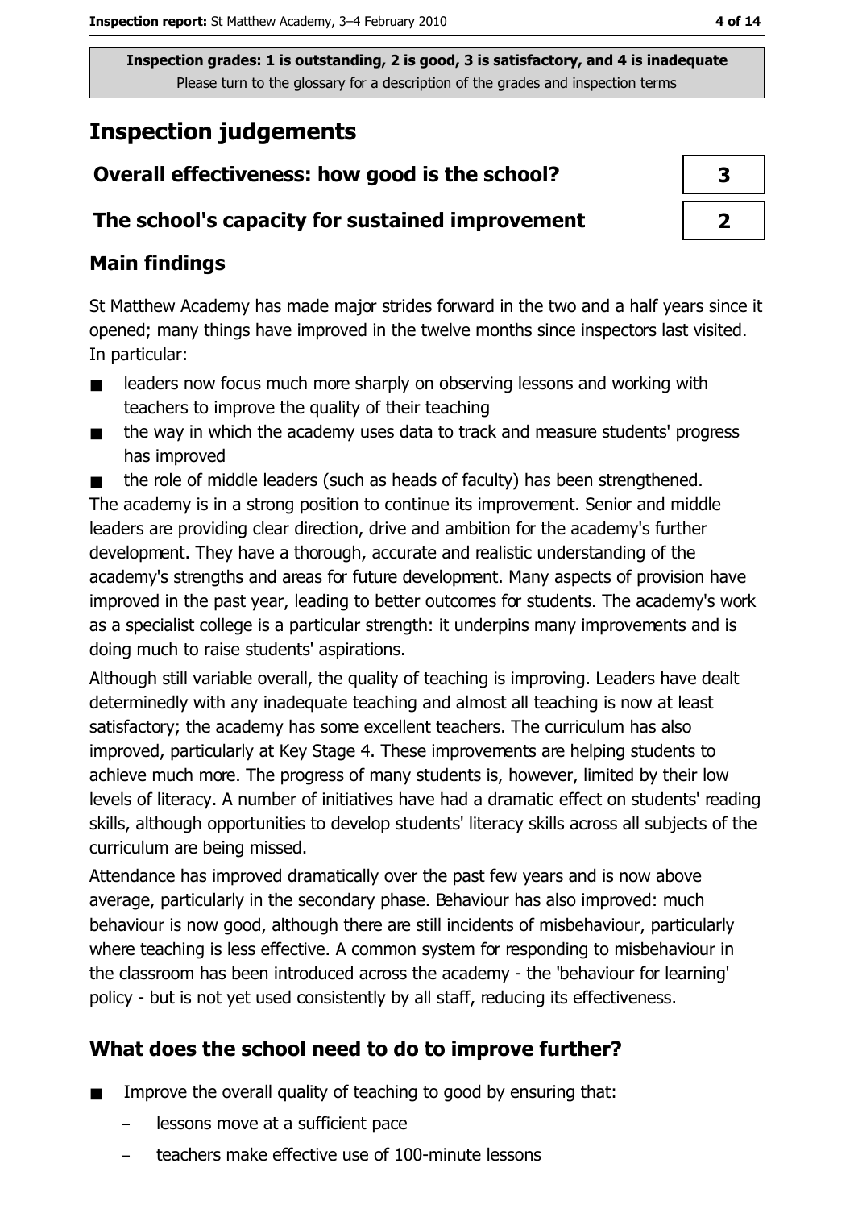Inspection grades: 1 is outstanding, 2 is good, 3 is satisfactory, and 4 is inadequate
Please turn to the glossary for a description of the grades and inspection terms

# Inspection judgements

| Overall effectiveness: how good is the school? | 3 |
| --- | --- |
| The school's capacity for sustained improvement | 2 |

## Main findings

St Matthew Academy has made major strides forward in the two and a half years since it opened; many things have improved in the twelve months since inspectors last visited. In particular:

- leaders now focus much more sharply on observing lessons and working with teachers to improve the quality of their teaching
- the way in which the academy uses data to track and measure students' progress has improved
- the role of middle leaders (such as heads of faculty) has been strengthened.

The academy is in a strong position to continue its improvement. Senior and middle leaders are providing clear direction, drive and ambition for the academy's further development. They have a thorough, accurate and realistic understanding of the academy's strengths and areas for future development. Many aspects of provision have improved in the past year, leading to better outcomes for students. The academy's work as a specialist college is a particular strength: it underpins many improvements and is doing much to raise students' aspirations.

Although still variable overall, the quality of teaching is improving. Leaders have dealt determinedly with any inadequate teaching and almost all teaching is now at least satisfactory; the academy has some excellent teachers. The curriculum has also improved, particularly at Key Stage 4. These improvements are helping students to achieve much more. The progress of many students is, however, limited by their low levels of literacy. A number of initiatives have had a dramatic effect on students' reading skills, although opportunities to develop students' literacy skills across all subjects of the curriculum are being missed.

Attendance has improved dramatically over the past few years and is now above average, particularly in the secondary phase. Behaviour has also improved: much behaviour is now good, although there are still incidents of misbehaviour, particularly where teaching is less effective. A common system for responding to misbehaviour in the classroom has been introduced across the academy - the 'behaviour for learning' policy - but is not yet used consistently by all staff, reducing its effectiveness.

## What does the school need to do to improve further?

- Improve the overall quality of teaching to good by ensuring that:
  - lessons move at a sufficient pace
  - teachers make effective use of 100-minute lessons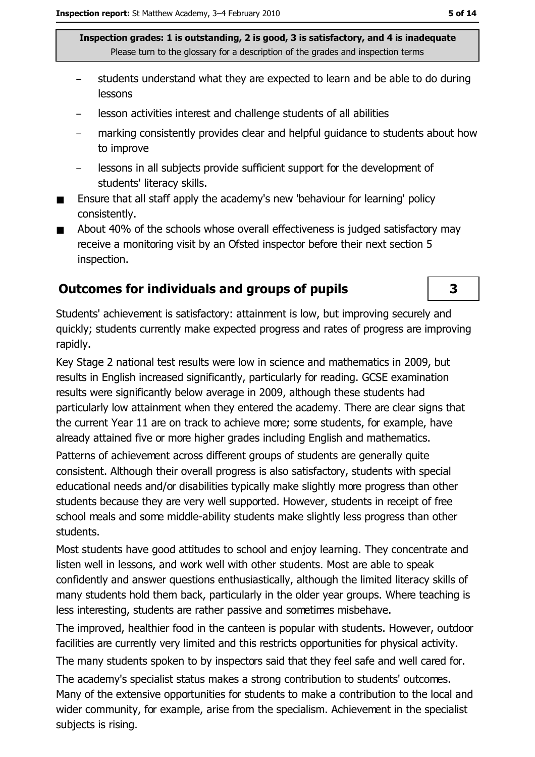Inspection grades: 1 is outstanding, 2 is good, 3 is satisfactory, and 4 is inadequate
Please turn to the glossary for a description of the grades and inspection terms

- students understand what they are expected to learn and be able to do during lessons
- lesson activities interest and challenge students of all abilities
- marking consistently provides clear and helpful guidance to students about how to improve
- lessons in all subjects provide sufficient support for the development of students' literacy skills.

- Ensure that all staff apply the academy's new 'behaviour for learning' policy consistently.
- About 40% of the schools whose overall effectiveness is judged satisfactory may receive a monitoring visit by an Ofsted inspector before their next section 5 inspection.

## Outcomes for individuals and groups of pupils — 3

Students' achievement is satisfactory: attainment is low, but improving securely and quickly; students currently make expected progress and rates of progress are improving rapidly.

Key Stage 2 national test results were low in science and mathematics in 2009, but results in English increased significantly, particularly for reading. GCSE examination results were significantly below average in 2009, although these students had particularly low attainment when they entered the academy. There are clear signs that the current Year 11 are on track to achieve more; some students, for example, have already attained five or more higher grades including English and mathematics.

Patterns of achievement across different groups of students are generally quite consistent. Although their overall progress is also satisfactory, students with special educational needs and/or disabilities typically make slightly more progress than other students because they are very well supported. However, students in receipt of free school meals and some middle-ability students make slightly less progress than other students.

Most students have good attitudes to school and enjoy learning. They concentrate and listen well in lessons, and work well with other students. Most are able to speak confidently and answer questions enthusiastically, although the limited literacy skills of many students hold them back, particularly in the older year groups. Where teaching is less interesting, students are rather passive and sometimes misbehave.

The improved, healthier food in the canteen is popular with students. However, outdoor facilities are currently very limited and this restricts opportunities for physical activity.

The many students spoken to by inspectors said that they feel safe and well cared for.

The academy's specialist status makes a strong contribution to students' outcomes. Many of the extensive opportunities for students to make a contribution to the local and wider community, for example, arise from the specialism. Achievement in the specialist subjects is rising.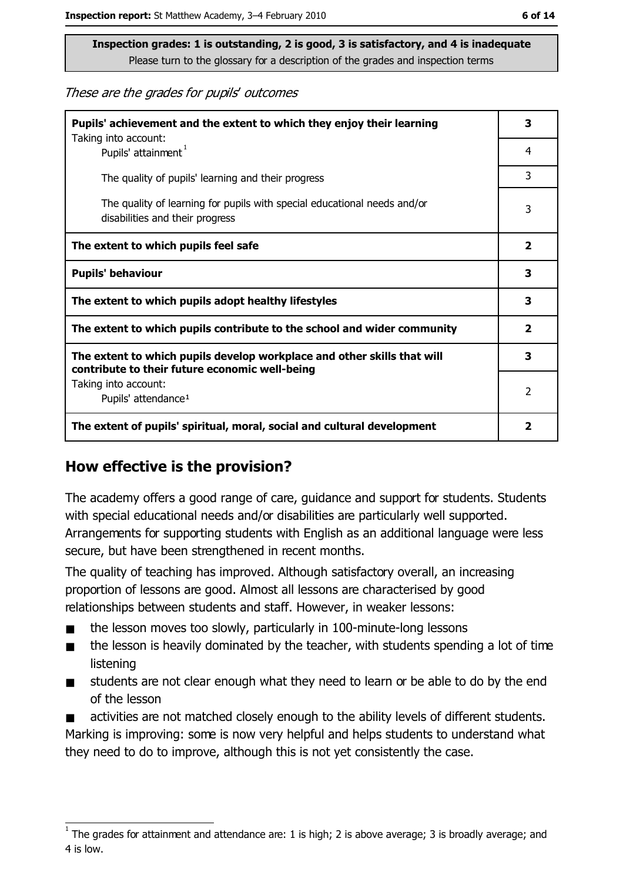**Inspection grades: 1 is outstanding, 2 is good, 3 is satisfactory, and 4 is inadequate**
Please turn to the glossary for a description of the grades and inspection terms

*These are the grades for pupils' outcomes*

| | |
|---|---|
| **Pupils' achievement and the extent to which they enjoy their learning** | **3** |
| Taking into account: Pupils' attainment[1] | 4 |
| The quality of pupils' learning and their progress | 3 |
| The quality of learning for pupils with special educational needs and/or disabilities and their progress | 3 |
| **The extent to which pupils feel safe** | **2** |
| **Pupils' behaviour** | **3** |
| **The extent to which pupils adopt healthy lifestyles** | **3** |
| **The extent to which pupils contribute to the school and wider community** | **2** |
| **The extent to which pupils develop workplace and other skills that will contribute to their future economic well-being** | **3** |
| Taking into account: Pupils' attendance[1] | 2 |
| **The extent of pupils' spiritual, moral, social and cultural development** | **2** |

## How effective is the provision?

The academy offers a good range of care, guidance and support for students. Students with special educational needs and/or disabilities are particularly well supported. Arrangements for supporting students with English as an additional language were less secure, but have been strengthened in recent months.

The quality of teaching has improved. Although satisfactory overall, an increasing proportion of lessons are good. Almost all lessons are characterised by good relationships between students and staff. However, in weaker lessons:

- the lesson moves too slowly, particularly in 100-minute-long lessons
- the lesson is heavily dominated by the teacher, with students spending a lot of time listening
- students are not clear enough what they need to learn or be able to do by the end of the lesson
- activities are not matched closely enough to the ability levels of different students.

Marking is improving: some is now very helpful and helps students to understand what they need to do to improve, although this is not yet consistently the case.

[1] The grades for attainment and attendance are: 1 is high; 2 is above average; 3 is broadly average; and 4 is low.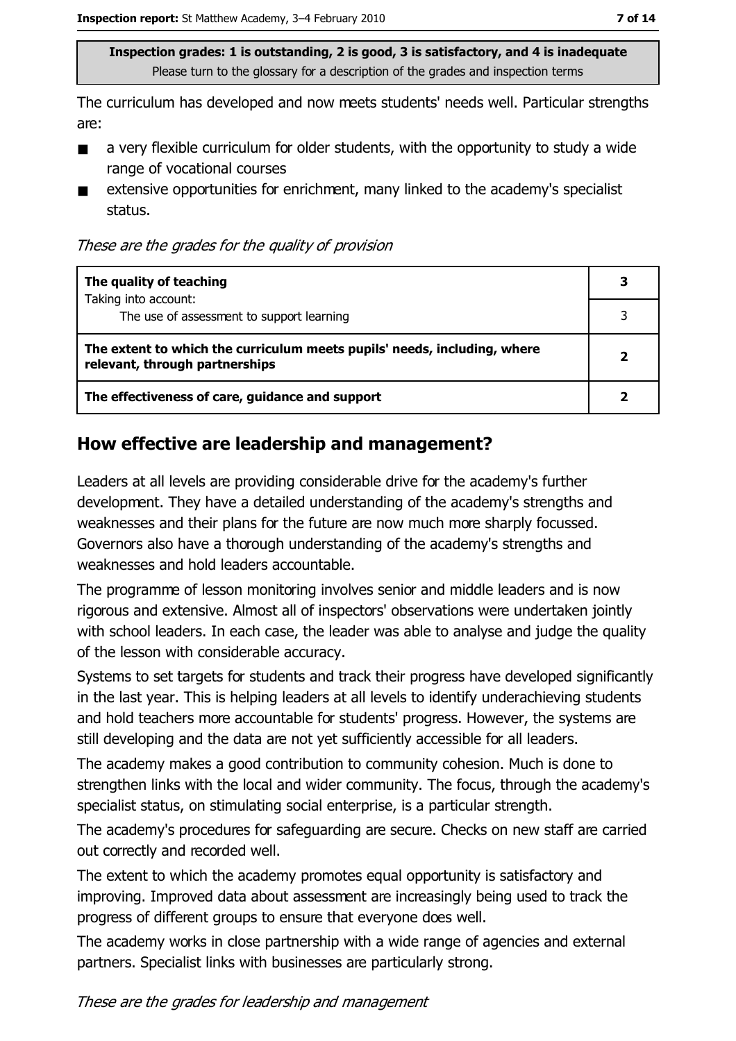**Inspection grades: 1 is outstanding, 2 is good, 3 is satisfactory, and 4 is inadequate**
Please turn to the glossary for a description of the grades and inspection terms

The curriculum has developed and now meets students' needs well. Particular strengths are:

- a very flexible curriculum for older students, with the opportunity to study a wide range of vocational courses
- extensive opportunities for enrichment, many linked to the academy's specialist status.

*These are the grades for the quality of provision*

| | |
|---|---|
| **The quality of teaching**<br>Taking into account: | **3** |
| The use of assessment to support learning | 3 |
| **The extent to which the curriculum meets pupils' needs, including, where relevant, through partnerships** | **2** |
| **The effectiveness of care, guidance and support** | **2** |

## How effective are leadership and management?

Leaders at all levels are providing considerable drive for the academy's further development. They have a detailed understanding of the academy's strengths and weaknesses and their plans for the future are now much more sharply focussed. Governors also have a thorough understanding of the academy's strengths and weaknesses and hold leaders accountable.

The programme of lesson monitoring involves senior and middle leaders and is now rigorous and extensive. Almost all of inspectors' observations were undertaken jointly with school leaders. In each case, the leader was able to analyse and judge the quality of the lesson with considerable accuracy.

Systems to set targets for students and track their progress have developed significantly in the last year. This is helping leaders at all levels to identify underachieving students and hold teachers more accountable for students' progress. However, the systems are still developing and the data are not yet sufficiently accessible for all leaders.

The academy makes a good contribution to community cohesion. Much is done to strengthen links with the local and wider community. The focus, through the academy's specialist status, on stimulating social enterprise, is a particular strength.

The academy's procedures for safeguarding are secure. Checks on new staff are carried out correctly and recorded well.

The extent to which the academy promotes equal opportunity is satisfactory and improving. Improved data about assessment are increasingly being used to track the progress of different groups to ensure that everyone does well.

The academy works in close partnership with a wide range of agencies and external partners. Specialist links with businesses are particularly strong.

*These are the grades for leadership and management*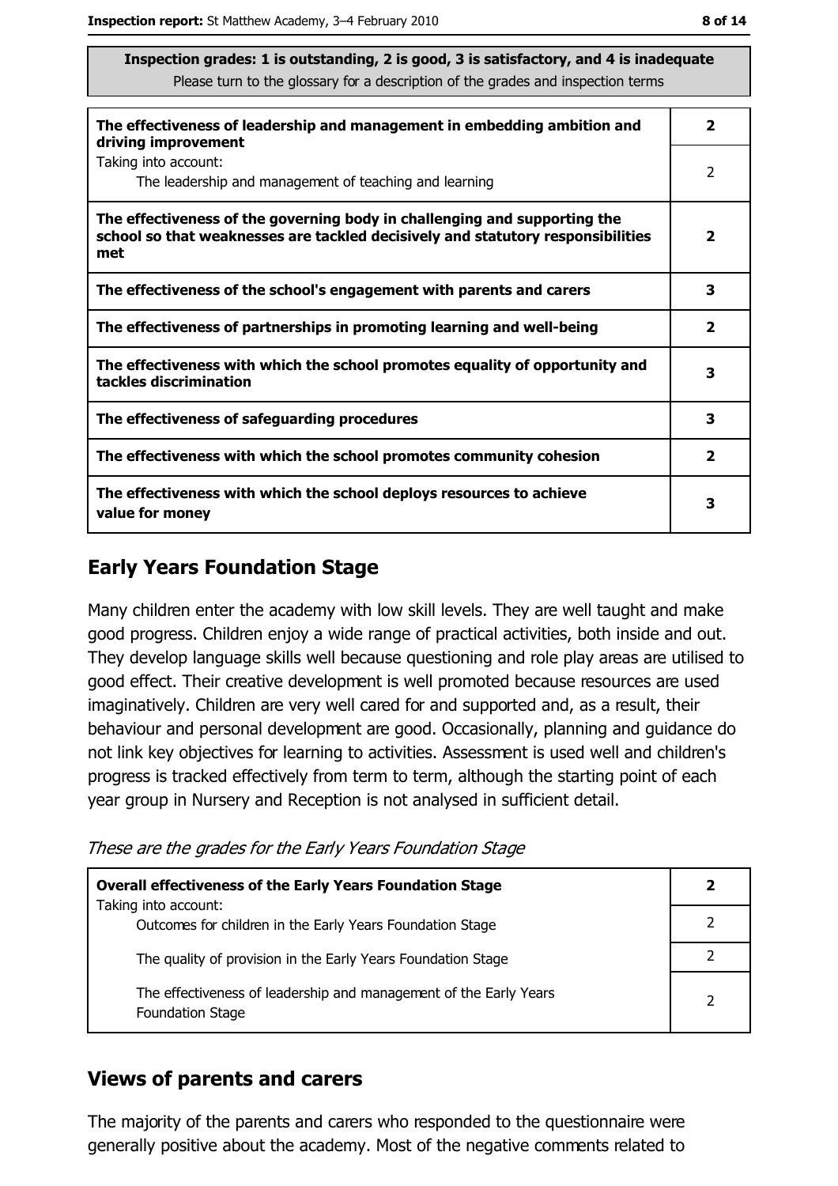**Inspection grades: 1 is outstanding, 2 is good, 3 is satisfactory, and 4 is inadequate**
Please turn to the glossary for a description of the grades and inspection terms

| | |
|---|---|
| **The effectiveness of leadership and management in embedding ambition and driving improvement** | **2** |
| Taking into account: The leadership and management of teaching and learning | 2 |
| **The effectiveness of the governing body in challenging and supporting the school so that weaknesses are tackled decisively and statutory responsibilities met** | **2** |
| **The effectiveness of the school's engagement with parents and carers** | **3** |
| **The effectiveness of partnerships in promoting learning and well-being** | **2** |
| **The effectiveness with which the school promotes equality of opportunity and tackles discrimination** | **3** |
| **The effectiveness of safeguarding procedures** | **3** |
| **The effectiveness with which the school promotes community cohesion** | **2** |
| **The effectiveness with which the school deploys resources to achieve value for money** | **3** |

## Early Years Foundation Stage

Many children enter the academy with low skill levels. They are well taught and make good progress. Children enjoy a wide range of practical activities, both inside and out. They develop language skills well because questioning and role play areas are utilised to good effect. Their creative development is well promoted because resources are used imaginatively. Children are very well cared for and supported and, as a result, their behaviour and personal development are good. Occasionally, planning and guidance do not link key objectives for learning to activities. Assessment is used well and children's progress is tracked effectively from term to term, although the starting point of each year group in Nursery and Reception is not analysed in sufficient detail.

*These are the grades for the Early Years Foundation Stage*

| | |
|---|---|
| **Overall effectiveness of the Early Years Foundation Stage** | **2** |
| Taking into account: Outcomes for children in the Early Years Foundation Stage | 2 |
| The quality of provision in the Early Years Foundation Stage | 2 |
| The effectiveness of leadership and management of the Early Years Foundation Stage | 2 |

## Views of parents and carers

The majority of the parents and carers who responded to the questionnaire were generally positive about the academy. Most of the negative comments related to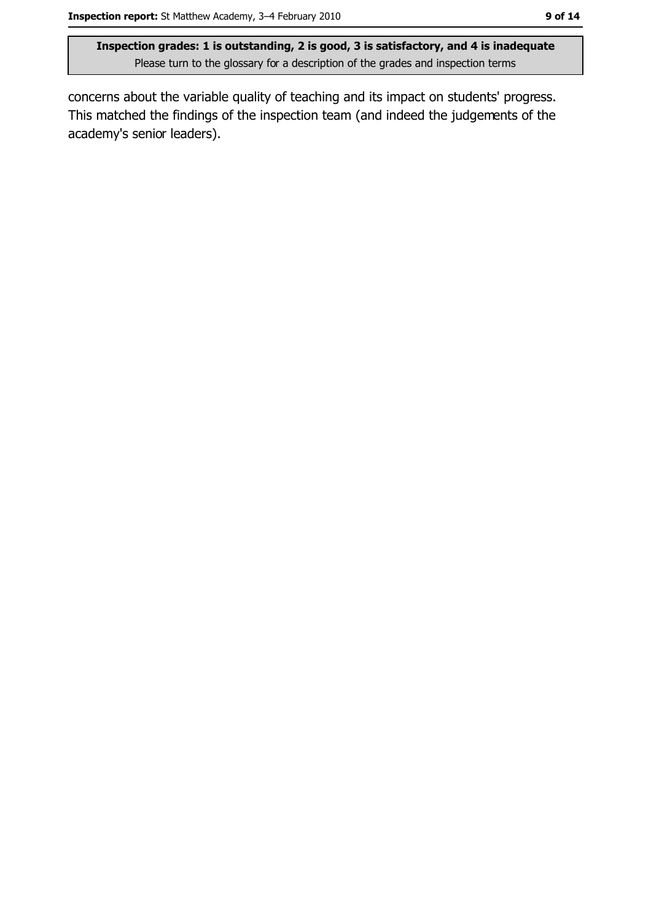concerns about the variable quality of teaching and its impact on students' progress. This matched the findings of the inspection team (and indeed the judgements of the academy's senior leaders).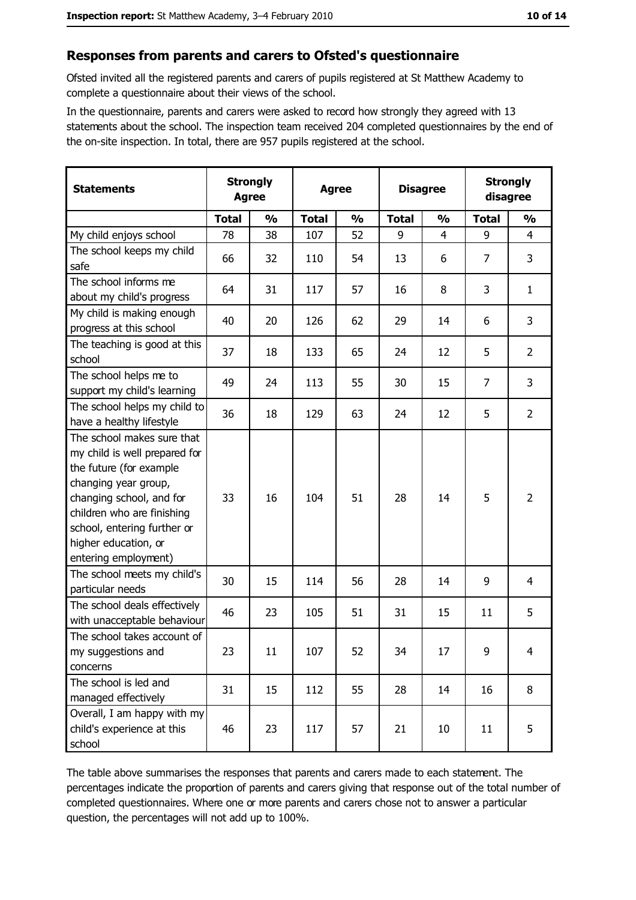## Responses from parents and carers to Ofsted's questionnaire

Ofsted invited all the registered parents and carers of pupils registered at St Matthew Academy to complete a questionnaire about their views of the school.

In the questionnaire, parents and carers were asked to record how strongly they agreed with 13 statements about the school. The inspection team received 204 completed questionnaires by the end of the on-site inspection. In total, there are 957 pupils registered at the school.

| Statements | Strongly Agree | | Agree | | Disagree | | Strongly disagree | |
|---|---|---|---|---|---|---|---|---|
| | Total | % | Total | % | Total | % | Total | % |
| My child enjoys school | 78 | 38 | 107 | 52 | 9 | 4 | 9 | 4 |
| The school keeps my child safe | 66 | 32 | 110 | 54 | 13 | 6 | 7 | 3 |
| The school informs me about my child's progress | 64 | 31 | 117 | 57 | 16 | 8 | 3 | 1 |
| My child is making enough progress at this school | 40 | 20 | 126 | 62 | 29 | 14 | 6 | 3 |
| The teaching is good at this school | 37 | 18 | 133 | 65 | 24 | 12 | 5 | 2 |
| The school helps me to support my child's learning | 49 | 24 | 113 | 55 | 30 | 15 | 7 | 3 |
| The school helps my child to have a healthy lifestyle | 36 | 18 | 129 | 63 | 24 | 12 | 5 | 2 |
| The school makes sure that my child is well prepared for the future (for example changing year group, changing school, and for children who are finishing school, entering further or higher education, or entering employment) | 33 | 16 | 104 | 51 | 28 | 14 | 5 | 2 |
| The school meets my child's particular needs | 30 | 15 | 114 | 56 | 28 | 14 | 9 | 4 |
| The school deals effectively with unacceptable behaviour | 46 | 23 | 105 | 51 | 31 | 15 | 11 | 5 |
| The school takes account of my suggestions and concerns | 23 | 11 | 107 | 52 | 34 | 17 | 9 | 4 |
| The school is led and managed effectively | 31 | 15 | 112 | 55 | 28 | 14 | 16 | 8 |
| Overall, I am happy with my child's experience at this school | 46 | 23 | 117 | 57 | 21 | 10 | 11 | 5 |

The table above summarises the responses that parents and carers made to each statement. The percentages indicate the proportion of parents and carers giving that response out of the total number of completed questionnaires. Where one or more parents and carers chose not to answer a particular question, the percentages will not add up to 100%.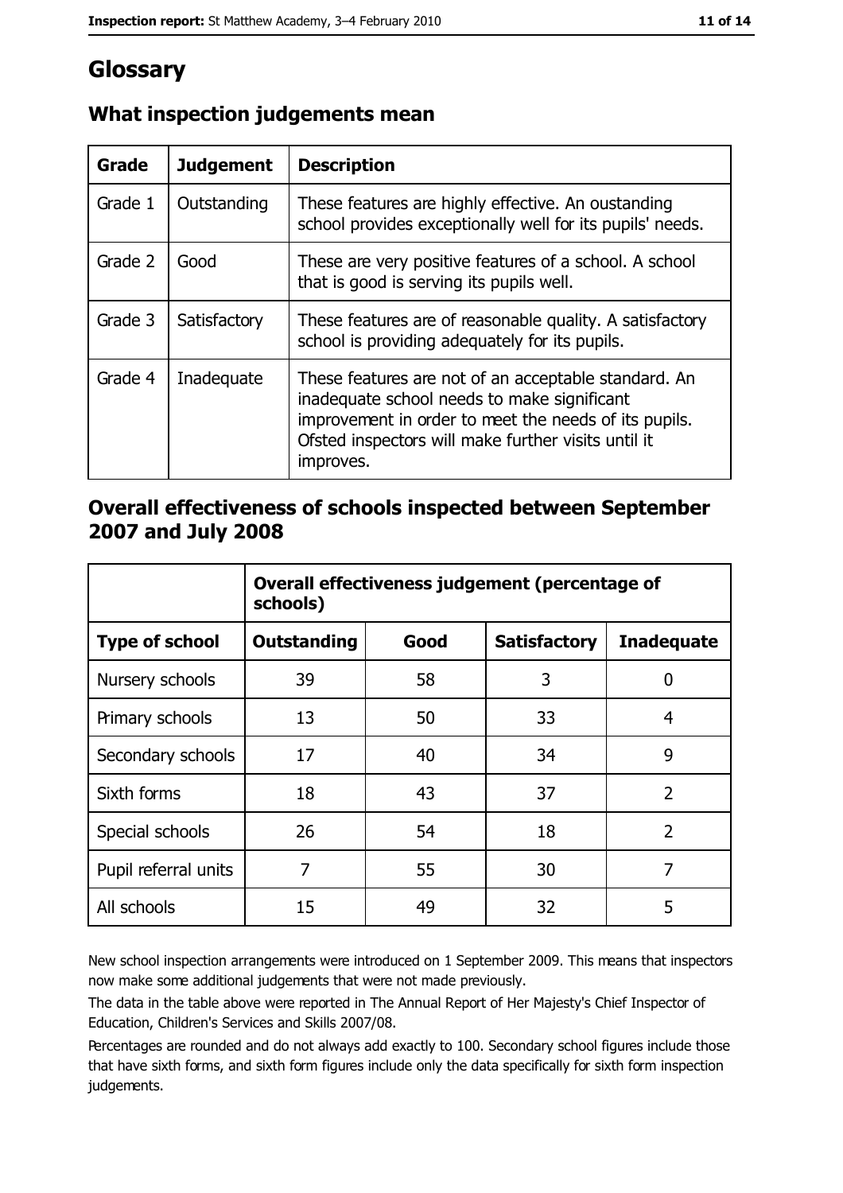# Glossary

## What inspection judgements mean

| Grade | Judgement | Description |
| --- | --- | --- |
| Grade 1 | Outstanding | These features are highly effective. An oustanding school provides exceptionally well for its pupils' needs. |
| Grade 2 | Good | These are very positive features of a school. A school that is good is serving its pupils well. |
| Grade 3 | Satisfactory | These features are of reasonable quality. A satisfactory school is providing adequately for its pupils. |
| Grade 4 | Inadequate | These features are not of an acceptable standard. An inadequate school needs to make significant improvement in order to meet the needs of its pupils. Ofsted inspectors will make further visits until it improves. |

## Overall effectiveness of schools inspected between September 2007 and July 2008

| | Overall effectiveness judgement (percentage of schools) | | | |
| --- | --- | --- | --- | --- |
| **Type of school** | **Outstanding** | **Good** | **Satisfactory** | **Inadequate** |
| Nursery schools | 39 | 58 | 3 | 0 |
| Primary schools | 13 | 50 | 33 | 4 |
| Secondary schools | 17 | 40 | 34 | 9 |
| Sixth forms | 18 | 43 | 37 | 2 |
| Special schools | 26 | 54 | 18 | 2 |
| Pupil referral units | 7 | 55 | 30 | 7 |
| All schools | 15 | 49 | 32 | 5 |

New school inspection arrangements were introduced on 1 September 2009. This means that inspectors now make some additional judgements that were not made previously.

The data in the table above were reported in The Annual Report of Her Majesty's Chief Inspector of Education, Children's Services and Skills 2007/08.

Percentages are rounded and do not always add exactly to 100. Secondary school figures include those that have sixth forms, and sixth form figures include only the data specifically for sixth form inspection judgements.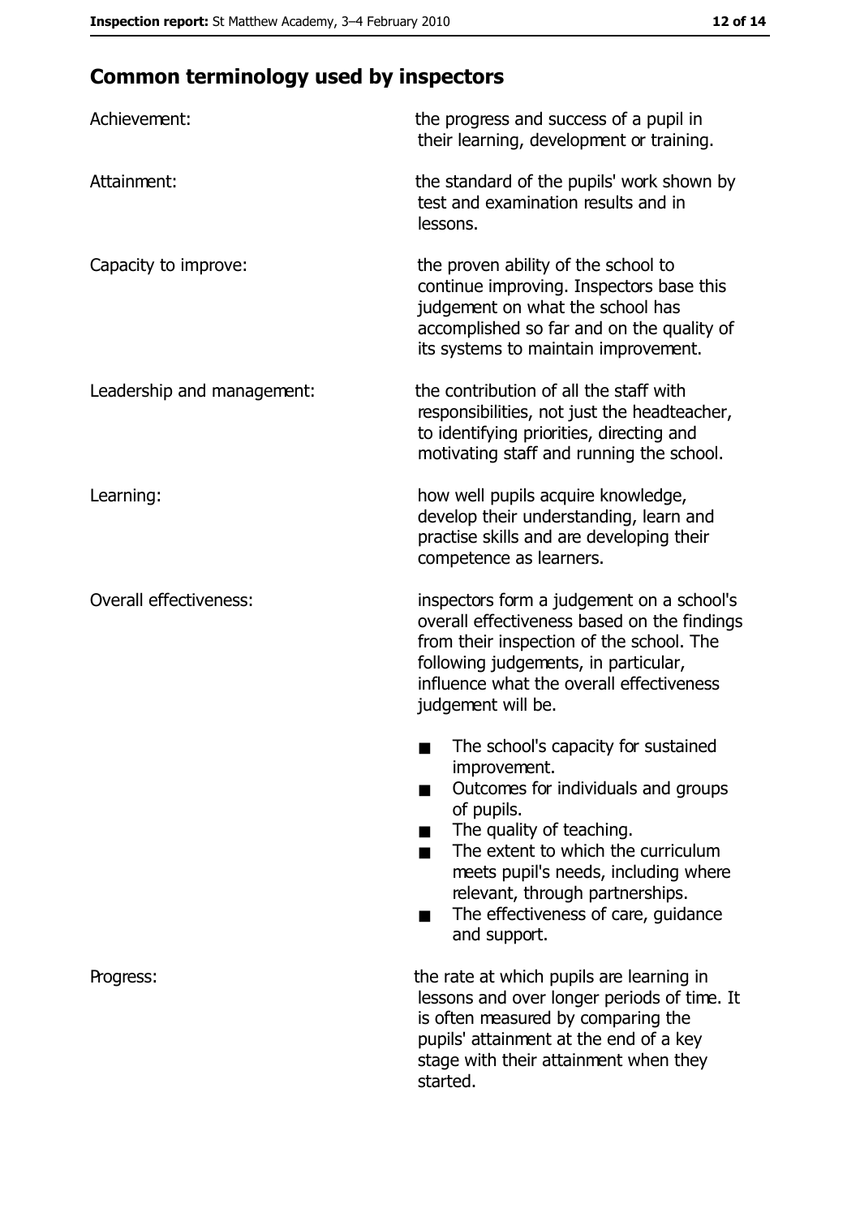## Common terminology used by inspectors

| | |
|---|---|
| Achievement: | the progress and success of a pupil in their learning, development or training. |
| Attainment: | the standard of the pupils' work shown by test and examination results and in lessons. |
| Capacity to improve: | the proven ability of the school to continue improving. Inspectors base this judgement on what the school has accomplished so far and on the quality of its systems to maintain improvement. |
| Leadership and management: | the contribution of all the staff with responsibilities, not just the headteacher, to identifying priorities, directing and motivating staff and running the school. |
| Learning: | how well pupils acquire knowledge, develop their understanding, learn and practise skills and are developing their competence as learners. |
| Overall effectiveness: | inspectors form a judgement on a school's overall effectiveness based on the findings from their inspection of the school. The following judgements, in particular, influence what the overall effectiveness judgement will be.<br>■ The school's capacity for sustained improvement.<br>■ Outcomes for individuals and groups of pupils.<br>■ The quality of teaching.<br>■ The extent to which the curriculum meets pupil's needs, including where relevant, through partnerships.<br>■ The effectiveness of care, guidance and support. |
| Progress: | the rate at which pupils are learning in lessons and over longer periods of time. It is often measured by comparing the pupils' attainment at the end of a key stage with their attainment when they started. |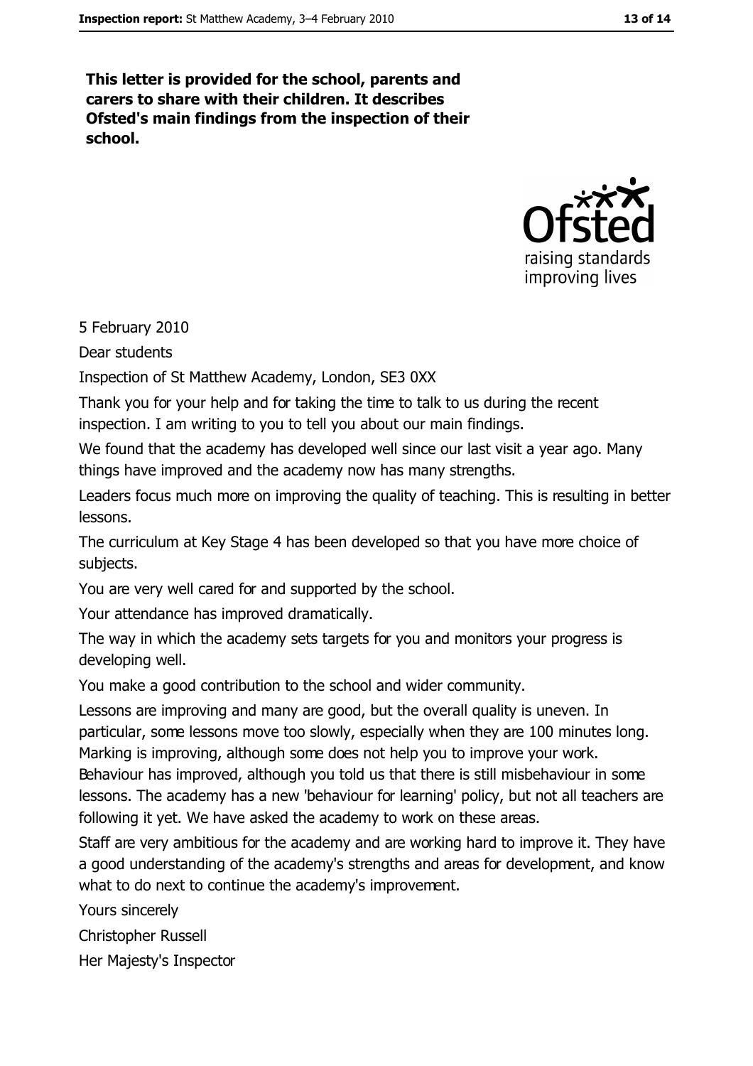**This letter is provided for the school, parents and carers to share with their children. It describes Ofsted's main findings from the inspection of their school.**

5 February 2010

Dear students

Inspection of St Matthew Academy, London, SE3 0XX

Thank you for your help and for taking the time to talk to us during the recent inspection. I am writing to you to tell you about our main findings.

We found that the academy has developed well since our last visit a year ago. Many things have improved and the academy now has many strengths.

Leaders focus much more on improving the quality of teaching. This is resulting in better lessons.

The curriculum at Key Stage 4 has been developed so that you have more choice of subjects.

You are very well cared for and supported by the school.

Your attendance has improved dramatically.

The way in which the academy sets targets for you and monitors your progress is developing well.

You make a good contribution to the school and wider community.

Lessons are improving and many are good, but the overall quality is uneven. In particular, some lessons move too slowly, especially when they are 100 minutes long. Marking is improving, although some does not help you to improve your work. Behaviour has improved, although you told us that there is still misbehaviour in some lessons. The academy has a new 'behaviour for learning' policy, but not all teachers are following it yet. We have asked the academy to work on these areas.

Staff are very ambitious for the academy and are working hard to improve it. They have a good understanding of the academy's strengths and areas for development, and know what to do next to continue the academy's improvement.

Yours sincerely

Christopher Russell

Her Majesty's Inspector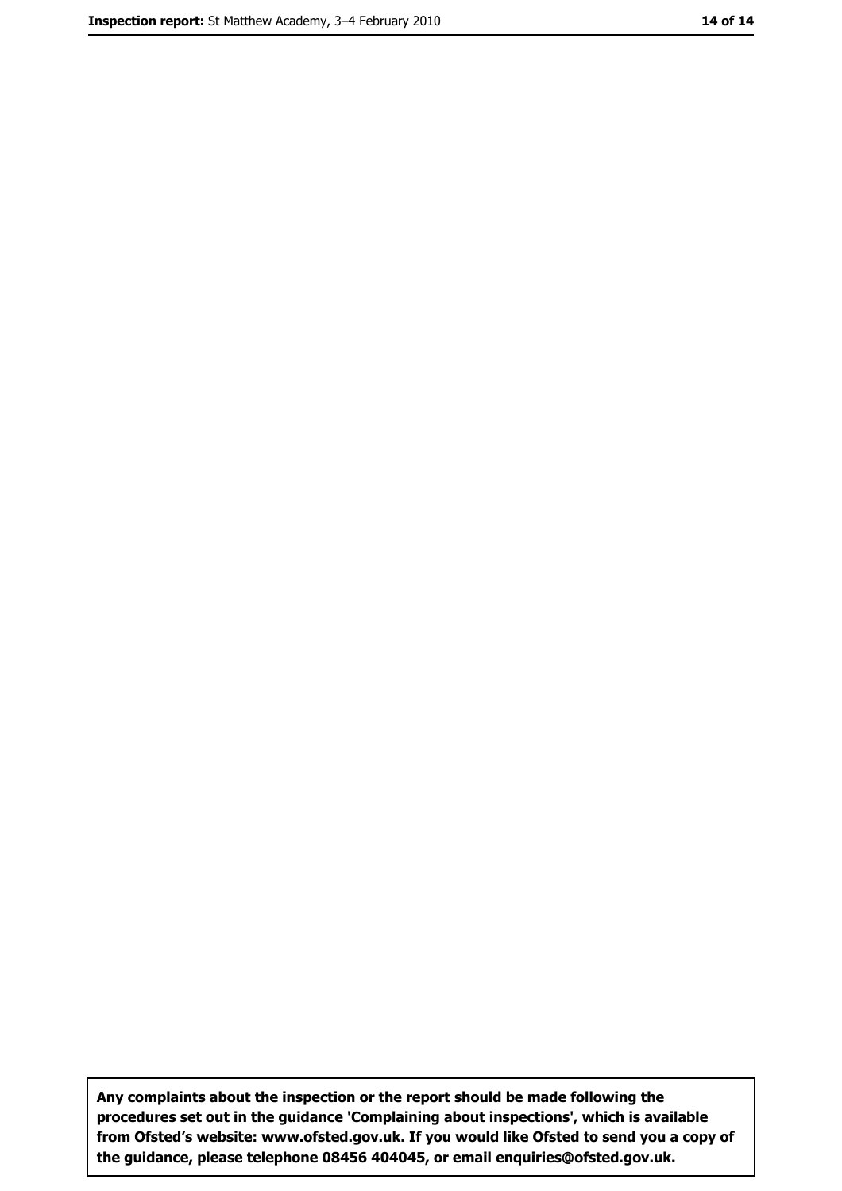**Any complaints about the inspection or the report should be made following the procedures set out in the guidance 'Complaining about inspections', which is available from Ofsted's website: www.ofsted.gov.uk. If you would like Ofsted to send you a copy of the guidance, please telephone 08456 404045, or email enquiries@ofsted.gov.uk.**